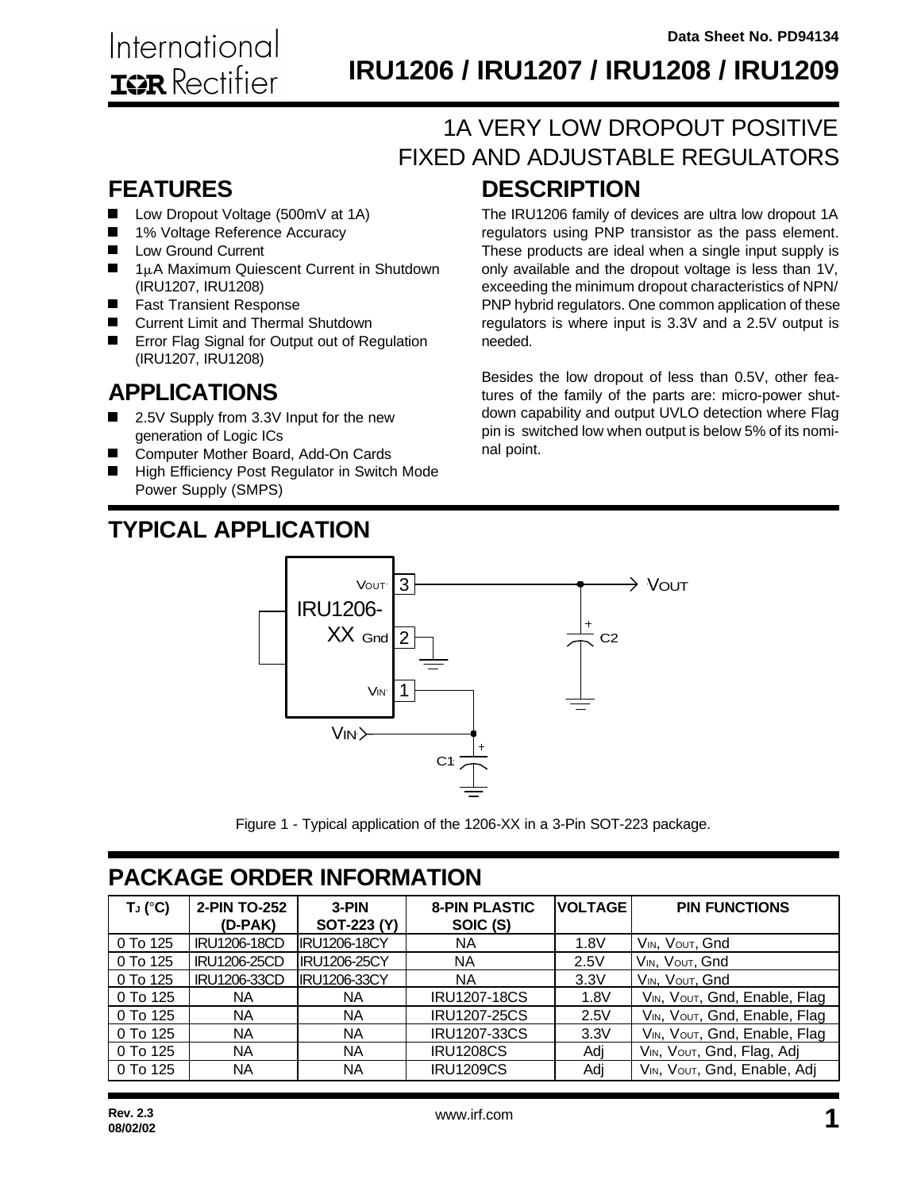Data Sheet No. PD94134

International IOR Rectifier

# IRU1206 / IRU1207 / IRU1208 / IRU1209

## 1A VERY LOW DROPOUT POSITIVE FIXED AND ADJUSTABLE REGULATORS

## FEATURES

- Low Dropout Voltage (500mV at 1A)
- 1% Voltage Reference Accuracy
- Low Ground Current
- 1µA Maximum Quiescent Current in Shutdown (IRU1207, IRU1208)
- Fast Transient Response
- Current Limit and Thermal Shutdown
- Error Flag Signal for Output out of Regulation (IRU1207, IRU1208)

## APPLICATIONS

- 2.5V Supply from 3.3V Input for the new generation of Logic ICs
- Computer Mother Board, Add-On Cards
- High Efficiency Post Regulator in Switch Mode Power Supply (SMPS)

## DESCRIPTION

The IRU1206 family of devices are ultra low dropout 1A regulators using PNP transistor as the pass element. These products are ideal when a single input supply is only available and the dropout voltage is less than 1V, exceeding the minimum dropout characteristics of NPN/PNP hybrid regulators. One common application of these regulators is where input is 3.3V and a 2.5V output is needed.

Besides the low dropout of less than 0.5V, other features of the family of the parts are: micro-power shutdown capability and output UVLO detection where Flag pin is switched low when output is below 5% of its nominal point.

## TYPICAL APPLICATION

Figure 1 - Typical application of the 1206-XX in a 3-Pin SOT-223 package.

## PACKAGE ORDER INFORMATION

| $T_J$ (°C) | 2-PIN TO-252 (D-PAK) | 3-PIN SOT-223 (Y) | 8-PIN PLASTIC SOIC (S) | VOLTAGE | PIN FUNCTIONS |
|---|---|---|---|---|---|
| 0 To 125 | IRU1206-18CD | IRU1206-18CY | NA | 1.8V | $V_{IN}$, $V_{OUT}$, Gnd |
| 0 To 125 | IRU1206-25CD | IRU1206-25CY | NA | 2.5V | $V_{IN}$, $V_{OUT}$, Gnd |
| 0 To 125 | IRU1206-33CD | IRU1206-33CY | NA | 3.3V | $V_{IN}$, $V_{OUT}$, Gnd |
| 0 To 125 | NA | NA | IRU1207-18CS | 1.8V | $V_{IN}$, $V_{OUT}$, Gnd, Enable, Flag |
| 0 To 125 | NA | NA | IRU1207-25CS | 2.5V | $V_{IN}$, $V_{OUT}$, Gnd, Enable, Flag |
| 0 To 125 | NA | NA | IRU1207-33CS | 3.3V | $V_{IN}$, $V_{OUT}$, Gnd, Enable, Flag |
| 0 To 125 | NA | NA | IRU1208CS | Adj | $V_{IN}$, $V_{OUT}$, Gnd, Flag, Adj |
| 0 To 125 | NA | NA | IRU1209CS | Adj | $V_{IN}$, $V_{OUT}$, Gnd, Enable, Adj |

Rev. 2.3
08/02/02

www.irf.com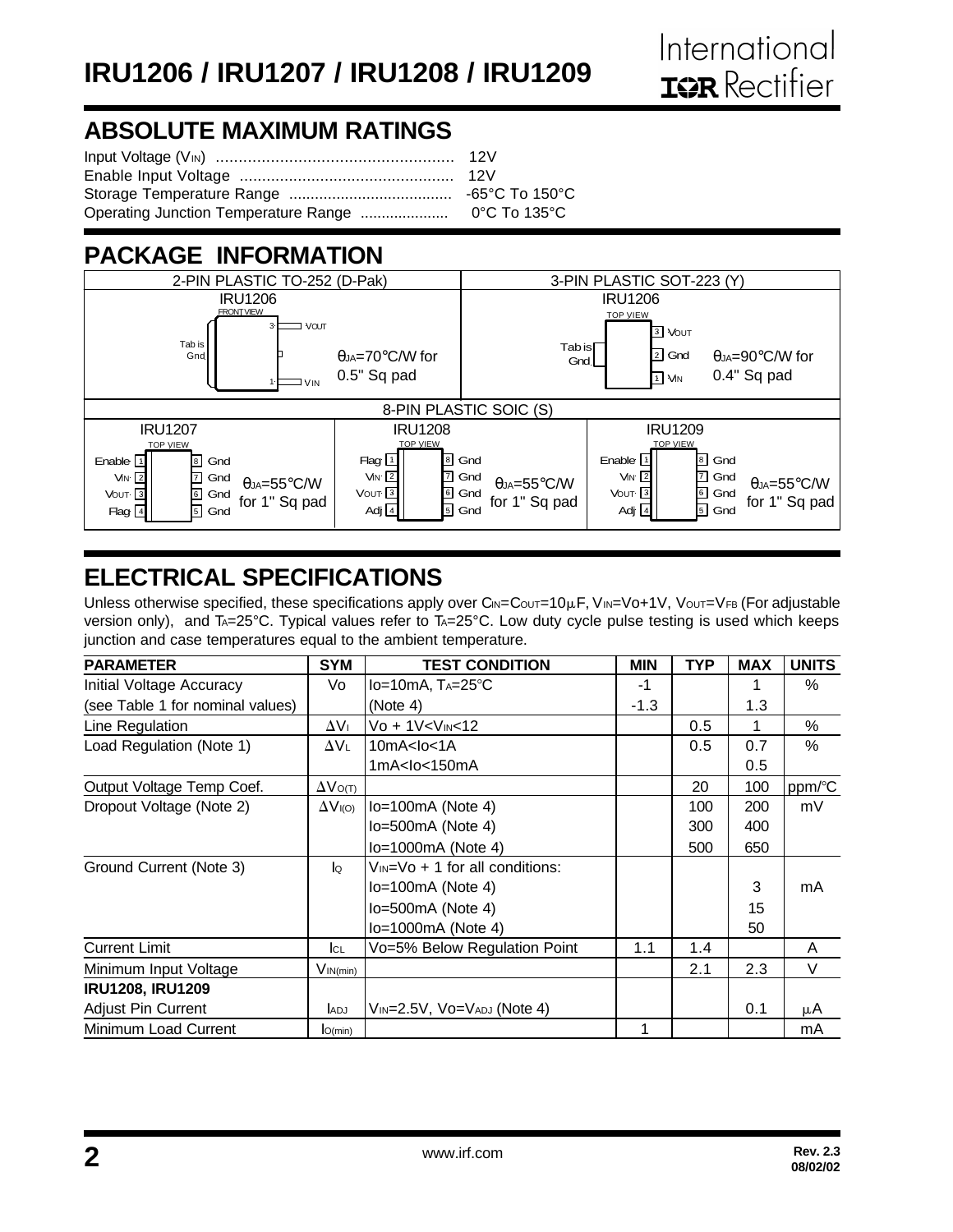## ABSOLUTE MAXIMUM RATINGS

Input Voltage ($V_{IN}$) ..................................................... 12V
Enable Input Voltage ................................................ 12V
Storage Temperature Range ...................................... -65°C To 150°C
Operating Junction Temperature Range ..................... 0°C To 135°C

## PACKAGE INFORMATION

| 2-PIN PLASTIC TO-252 (D-Pak) | 3-PIN PLASTIC SOT-223 (Y) |
|---|---|
| IRU1206 FRONT VIEW: Tab is Gnd; 3 VOUT; 1 VIN. $\theta_{JA}$=70°C/W for 0.5" Sq pad | IRU1206 TOP VIEW: Tab is Gnd; 3 VOUT; 2 Gnd; 1 VIN. $\theta_{JA}$=90°C/W for 0.4" Sq pad |

**8-PIN PLASTIC SOIC (S)**

| IRU1207 TOP VIEW | IRU1208 TOP VIEW | IRU1209 TOP VIEW |
|---|---|---|
| 1 Enable, 2 VIN, 3 VOUT, 4 Flag; 8 Gnd, 7 Gnd, 6 Gnd, 5 Gnd. $\theta_{JA}$=55°C/W for 1" Sq pad | 1 Flag, 2 VIN, 3 VOUT, 4 Adj; 8 Gnd, 7 Gnd, 6 Gnd, 5 Gnd. $\theta_{JA}$=55°C/W for 1" Sq pad | 1 Enable, 2 VIN, 3 VOUT, 4 Adj; 8 Gnd, 7 Gnd, 6 Gnd, 5 Gnd. $\theta_{JA}$=55°C/W for 1" Sq pad |

## ELECTRICAL SPECIFICATIONS

Unless otherwise specified, these specifications apply over $C_{IN}=C_{OUT}=10\mu F$, $V_{IN}=V_O+1V$, $V_{OUT}=V_{FB}$ (For adjustable version only), and $T_A=25°C$. Typical values refer to $T_A=25°C$. Low duty cycle pulse testing is used which keeps junction and case temperatures equal to the ambient temperature.

| PARAMETER | SYM | TEST CONDITION | MIN | TYP | MAX | UNITS |
|---|---|---|---|---|---|---|
| Initial Voltage Accuracy | Vo | Io=10mA, $T_A$=25°C | -1 | | 1 | % |
| (see Table 1 for nominal values) | | (Note 4) | -1.3 | | 1.3 | |
| Line Regulation | $\Delta V_I$ | Vo + 1V<$V_{IN}$<12 | | 0.5 | 1 | % |
| Load Regulation (Note 1) | $\Delta V_L$ | 10mA<Io<1A | | 0.5 | 0.7 | % |
| | | 1mA<Io<150mA | | | 0.5 | |
| Output Voltage Temp Coef. | $\Delta V_{O(T)}$ | | | 20 | 100 | ppm/°C |
| Dropout Voltage (Note 2) | $\Delta V_{I(O)}$ | Io=100mA (Note 4) | | 100 | 200 | mV |
| | | Io=500mA (Note 4) | | 300 | 400 | |
| | | Io=1000mA (Note 4) | | 500 | 650 | |
| Ground Current (Note 3) | $I_Q$ | $V_{IN}$=Vo + 1 for all conditions: | | | | |
| | | Io=100mA (Note 4) | | | 3 | mA |
| | | Io=500mA (Note 4) | | | 15 | |
| | | Io=1000mA (Note 4) | | | 50 | |
| Current Limit | $I_{CL}$ | Vo=5% Below Regulation Point | 1.1 | 1.4 | | A |
| Minimum Input Voltage | $V_{IN(min)}$ | | | 2.1 | 2.3 | V |
| **IRU1208, IRU1209** | | | | | | |
| Adjust Pin Current | $I_{ADJ}$ | $V_{IN}$=2.5V, Vo=$V_{ADJ}$ (Note 4) | | | 0.1 | $\mu$A |
| Minimum Load Current | $I_{O(min)}$ | | 1 | | | mA |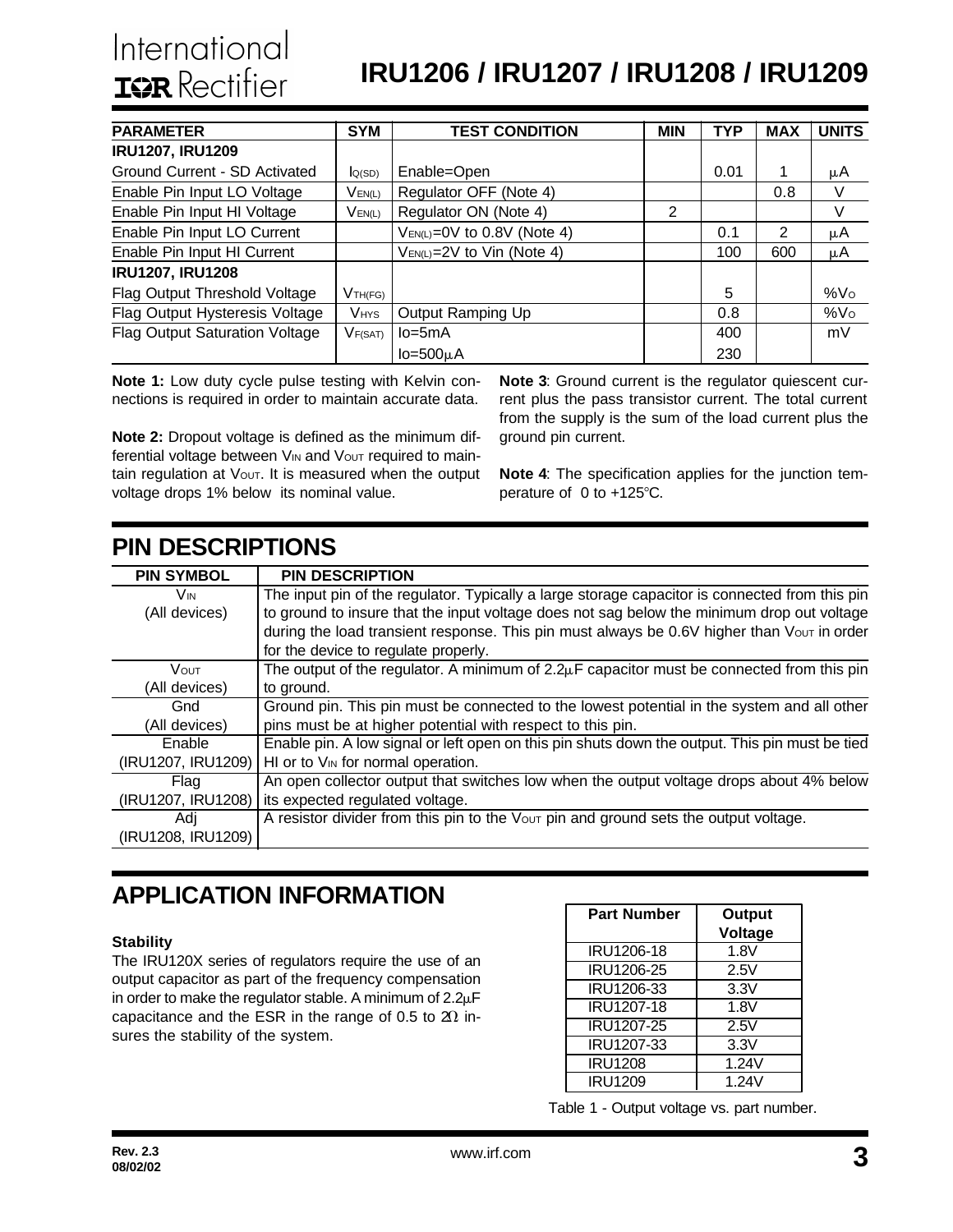| PARAMETER | SYM | TEST CONDITION | MIN | TYP | MAX | UNITS |
|---|---|---|---|---|---|---|
| **IRU1207, IRU1209** | | | | | | |
| Ground Current - SD Activated | $I_{Q(SD)}$ | Enable=Open | | 0.01 | 1 | µA |
| Enable Pin Input LO Voltage | $V_{EN(L)}$ | Regulator OFF (Note 4) | | | 0.8 | V |
| Enable Pin Input HI Voltage | $V_{EN(L)}$ | Regulator ON (Note 4) | 2 | | | V |
| Enable Pin Input LO Current | | $V_{EN(L)}$=0V to 0.8V (Note 4) | | 0.1 | 2 | µA |
| Enable Pin Input HI Current | | $V_{EN(L)}$=2V to Vin (Note 4) | | 100 | 600 | µA |
| **IRU1207, IRU1208** | | | | | | |
| Flag Output Threshold Voltage | $V_{TH(FG)}$ | | | 5 | | $\%V_O$ |
| Flag Output Hysteresis Voltage | $V_{HYS}$ | Output Ramping Up | | 0.8 | | $\%V_O$ |
| Flag Output Saturation Voltage | $V_{F(SAT)}$ | Io=5mA | | 400 | | mV |
| | | Io=500µA | | 230 | | |

**Note 1:** Low duty cycle pulse testing with Kelvin connections is required in order to maintain accurate data.

**Note 2:** Dropout voltage is defined as the minimum differential voltage between $V_{IN}$ and $V_{OUT}$ required to maintain regulation at $V_{OUT}$. It is measured when the output voltage drops 1% below its nominal value.

**Note 3**: Ground current is the regulator quiescent current plus the pass transistor current. The total current from the supply is the sum of the load current plus the ground pin current.

**Note 4**: The specification applies for the junction temperature of 0 to +125°C.

## PIN DESCRIPTIONS

| PIN SYMBOL | PIN DESCRIPTION |
|---|---|
| $V_{IN}$ (All devices) | The input pin of the regulator. Typically a large storage capacitor is connected from this pin to ground to insure that the input voltage does not sag below the minimum drop out voltage during the load transient response. This pin must always be 0.6V higher than $V_{OUT}$ in order for the device to regulate properly. |
| $V_{OUT}$ (All devices) | The output of the regulator. A minimum of 2.2µF capacitor must be connected from this pin to ground. |
| Gnd (All devices) | Ground pin. This pin must be connected to the lowest potential in the system and all other pins must be at higher potential with respect to this pin. |
| Enable (IRU1207, IRU1209) | Enable pin. A low signal or left open on this pin shuts down the output. This pin must be tied HI or to $V_{IN}$ for normal operation. |
| Flag (IRU1207, IRU1208) | An open collector output that switches low when the output voltage drops about 4% below its expected regulated voltage. |
| Adj (IRU1208, IRU1209) | A resistor divider from this pin to the $V_{OUT}$ pin and ground sets the output voltage. |

## APPLICATION INFORMATION

### Stability

The IRU120X series of regulators require the use of an output capacitor as part of the frequency compensation in order to make the regulator stable. A minimum of 2.2µF capacitance and the ESR in the range of 0.5 to 2Ω insures the stability of the system.

| Part Number | Output Voltage |
|---|---|
| IRU1206-18 | 1.8V |
| IRU1206-25 | 2.5V |
| IRU1206-33 | 3.3V |
| IRU1207-18 | 1.8V |
| IRU1207-25 | 2.5V |
| IRU1207-33 | 3.3V |
| IRU1208 | 1.24V |
| IRU1209 | 1.24V |

Table 1 - Output voltage vs. part number.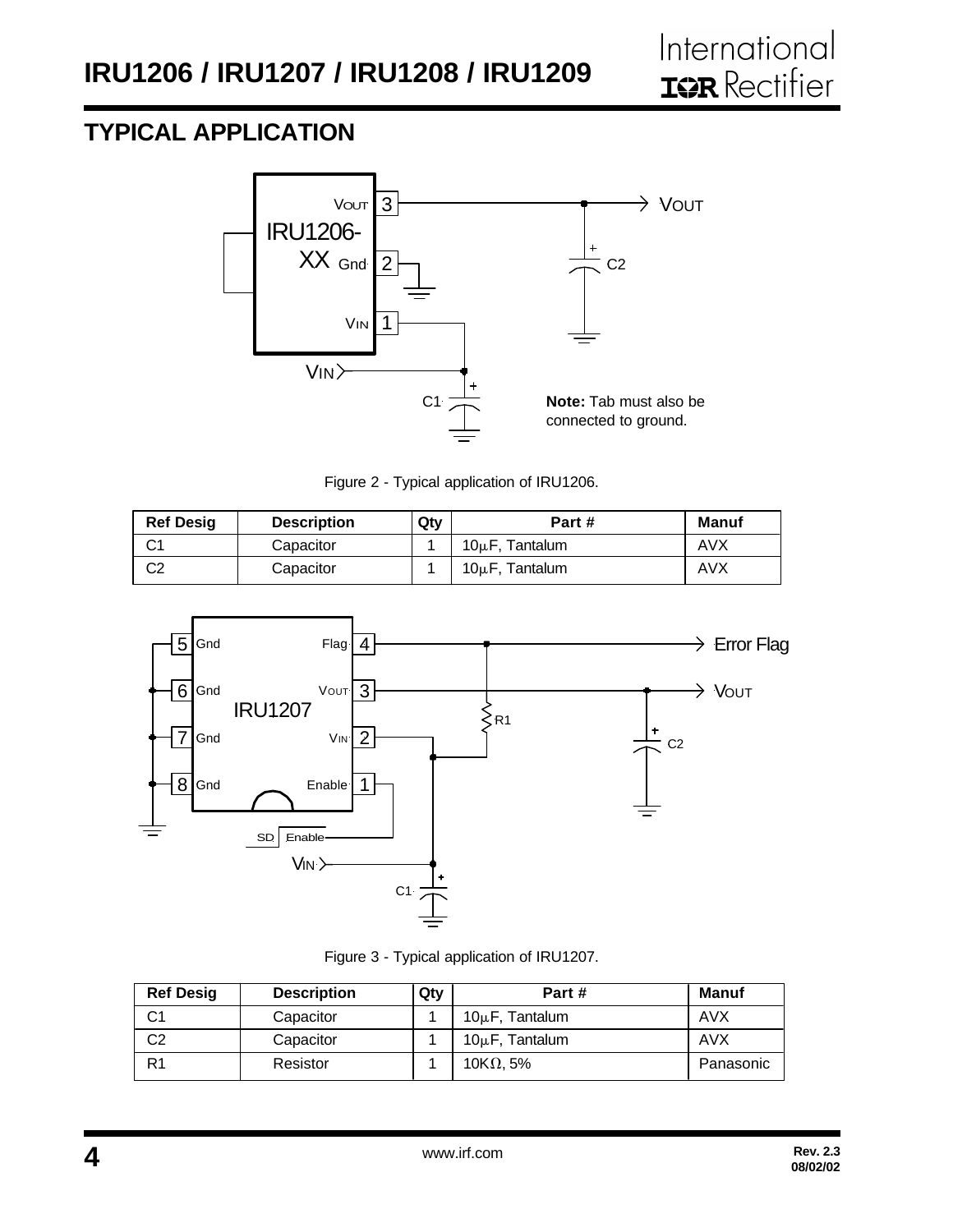## TYPICAL APPLICATION

Note: Tab must also be connected to ground.

Figure 2 - Typical application of IRU1206.

| Ref Desig | Description | Qty | Part # | Manuf |
|---|---|---|---|---|
| C1 | Capacitor | 1 | 10μF, Tantalum | AVX |
| C2 | Capacitor | 1 | 10μF, Tantalum | AVX |

Figure 3 - Typical application of IRU1207.

| Ref Desig | Description | Qty | Part # | Manuf |
|---|---|---|---|---|
| C1 | Capacitor | 1 | 10μF, Tantalum | AVX |
| C2 | Capacitor | 1 | 10μF, Tantalum | AVX |
| R1 | Resistor | 1 | 10KΩ, 5% | Panasonic |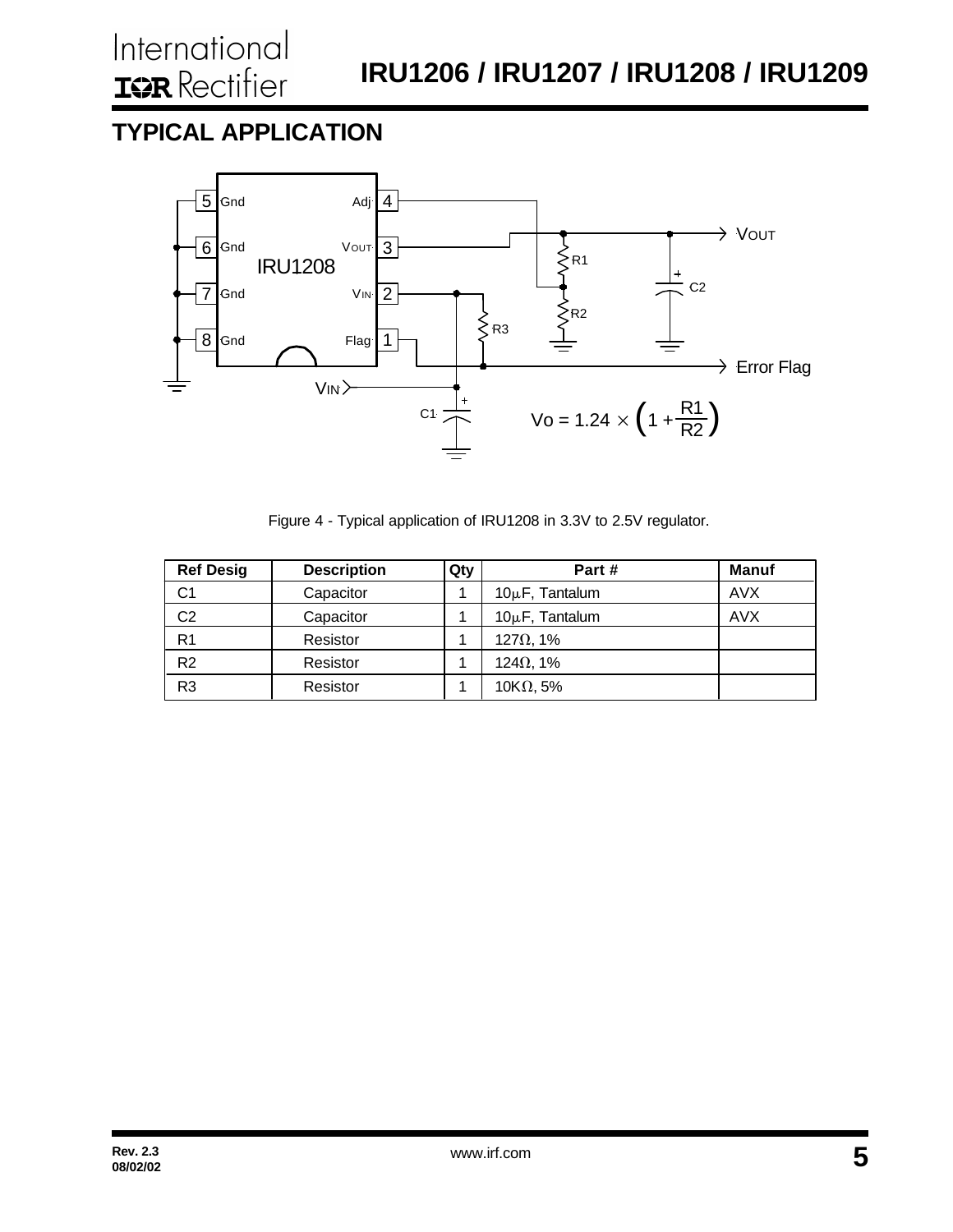## TYPICAL APPLICATION

$$Vo = 1.24 \times \left(1 + \frac{R1}{R2}\right)$$

Figure 4 - Typical application of IRU1208 in 3.3V to 2.5V regulator.

| Ref Desig | Description | Qty | Part # | Manuf |
|---|---|---|---|---|
| C1 | Capacitor | 1 | 10µF, Tantalum | AVX |
| C2 | Capacitor | 1 | 10µF, Tantalum | AVX |
| R1 | Resistor | 1 | 127Ω, 1% | |
| R2 | Resistor | 1 | 124Ω, 1% | |
| R3 | Resistor | 1 | 10KΩ, 5% | |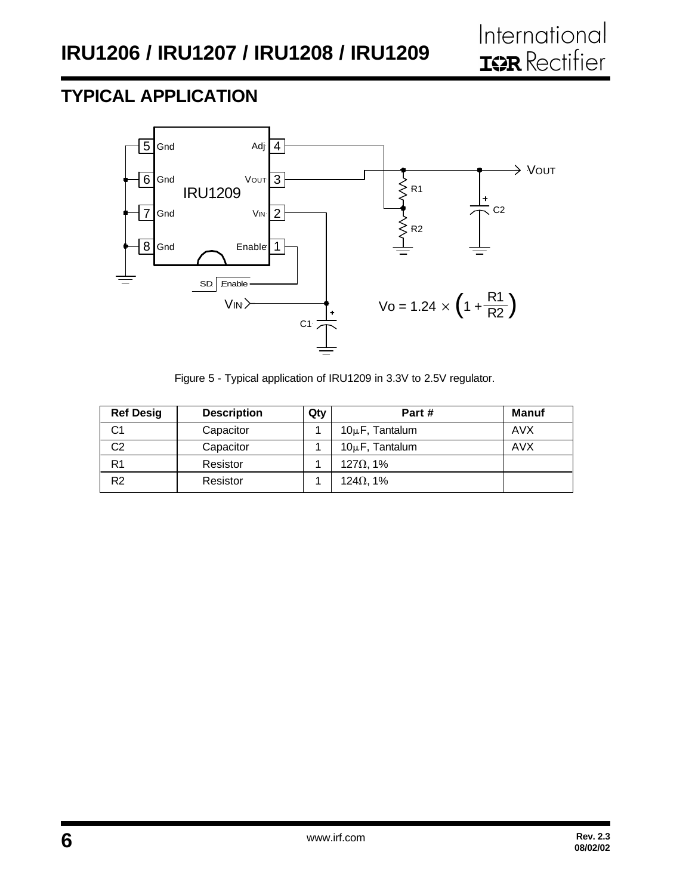## TYPICAL APPLICATION

$$V_o = 1.24 \times \left(1 + \frac{R1}{R2}\right)$$

Figure 5 - Typical application of IRU1209 in 3.3V to 2.5V regulator.

| Ref Desig | Description | Qty | Part # | Manuf |
|---|---|---|---|---|
| C1 | Capacitor | 1 | 10μF, Tantalum | AVX |
| C2 | Capacitor | 1 | 10μF, Tantalum | AVX |
| R1 | Resistor | 1 | 127Ω, 1% | |
| R2 | Resistor | 1 | 124Ω, 1% | |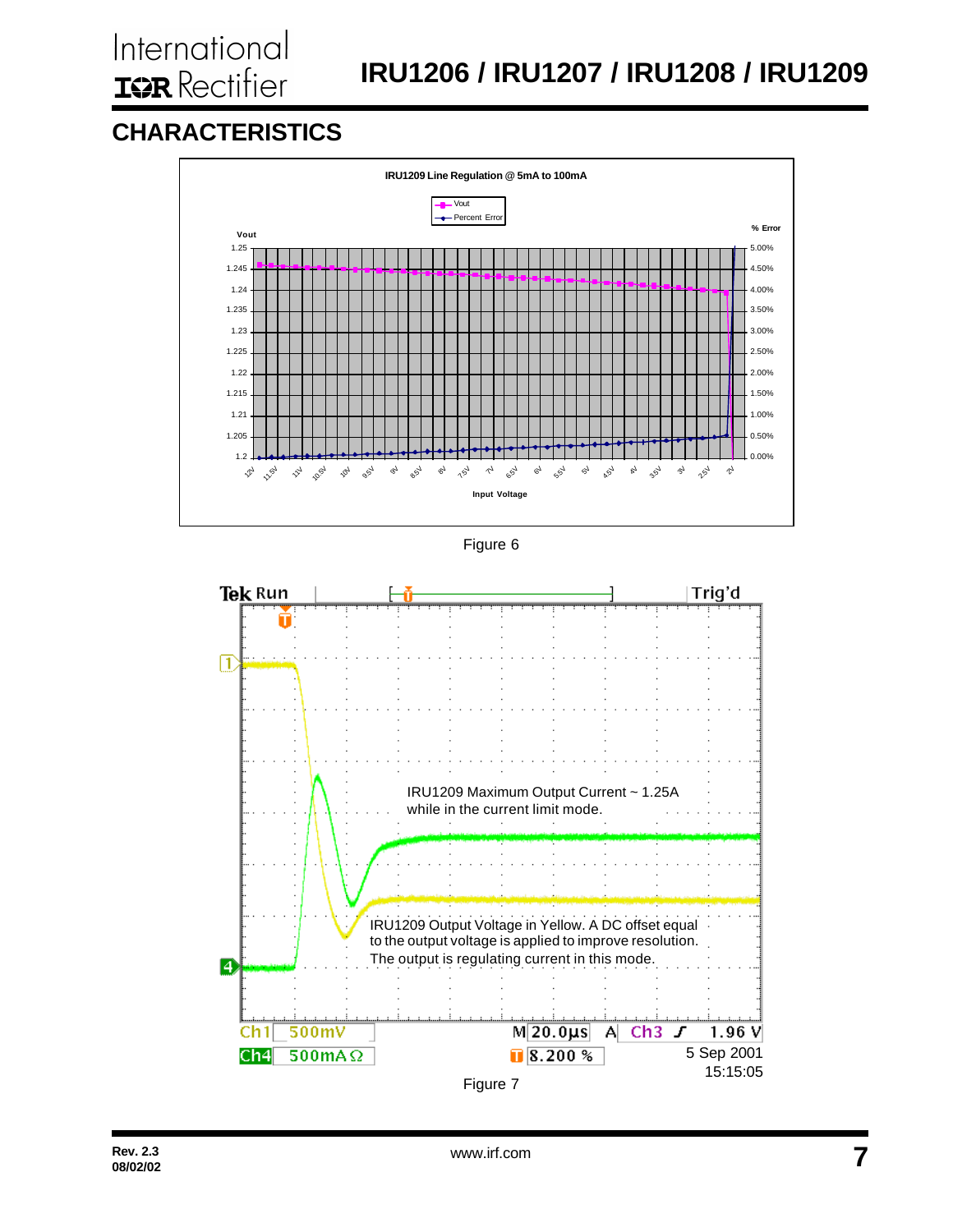## CHARACTERISTICS

**IRU1209 Line Regulation @ 5mA to 100mA**

Vout

Percent Error

Vout

% Error

1.25, 1.245, 1.24, 1.235, 1.23, 1.225, 1.22, 1.215, 1.21, 1.205, 1.2

5.00%, 4.50%, 4.00%, 3.50%, 3.00%, 2.50%, 2.00%, 1.50%, 1.00%, 0.50%, 0.00%

12V, 11.5V, 11V, 10.5V, 10V, 9.5V, 9V, 8.5V, 8V, 7.5V, 7V, 6.5V, 6V, 5.5V, 5V, 4.5V, 4V, 3.5V, 3V, 2.5V, 2V

Input Voltage

Figure 6

Tek Run    Trig'd

IRU1209 Maximum Output Current ~ 1.25A while in the current limit mode.

IRU1209 Output Voltage in Yellow. A DC offset equal to the output voltage is applied to improve resolution. The output is regulating current in this mode.

Ch1 500mV    M 20.0µs  A Ch3 ∫ 1.96 V

Ch4 500mAΩ    8.200 %

5 Sep 2001
15:15:05

Figure 7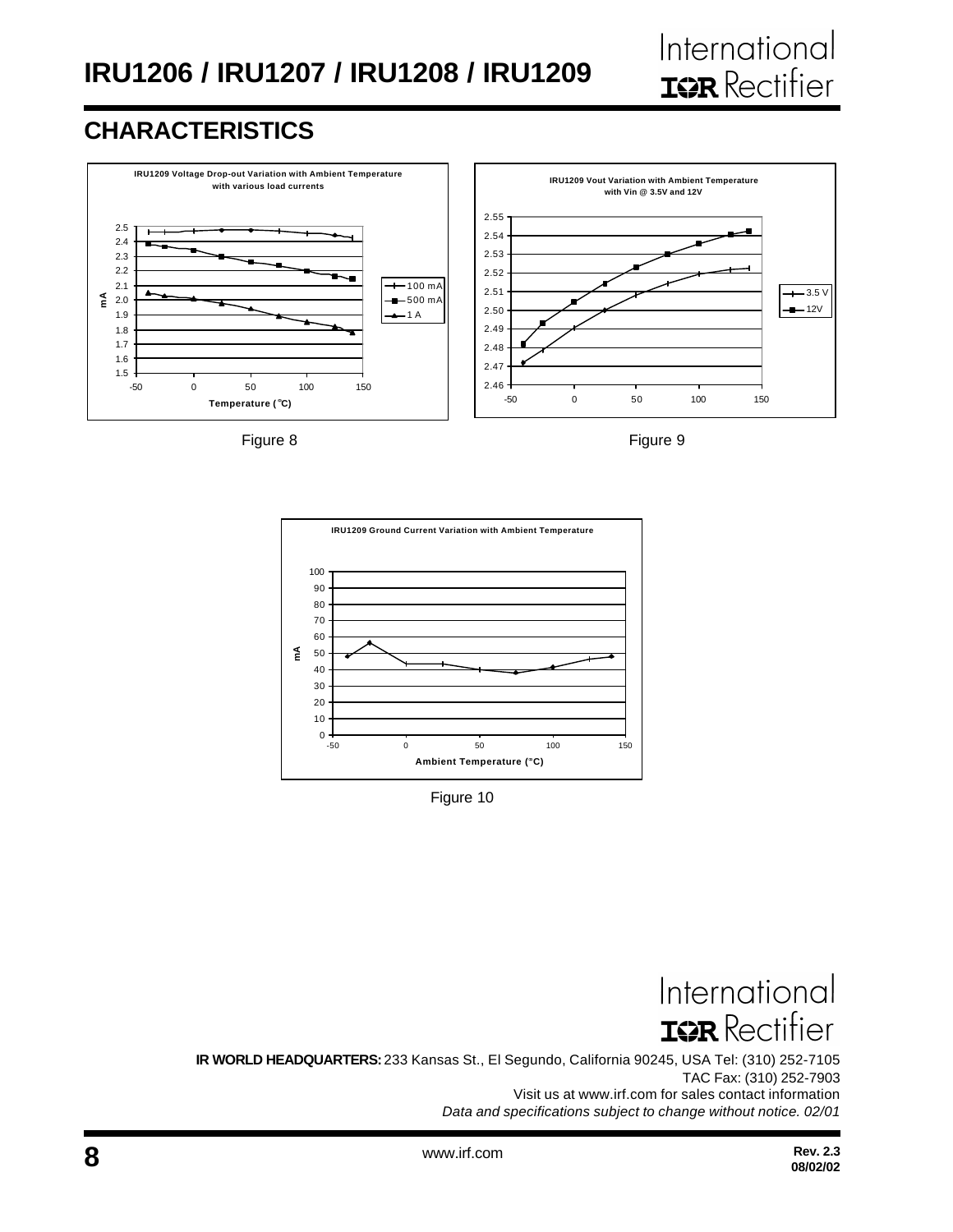## CHARACTERISTICS

**IRU1209 Voltage Drop-out Variation with Ambient Temperature with various load currents**

Figure 8

**IRU1209 Vout Variation with Ambient Temperature with Vin @ 3.5V and 12V**

Figure 9

**IRU1209 Ground Current Variation with Ambient Temperature**

Figure 10

**IR WORLD HEADQUARTERS:** 233 Kansas St., El Segundo, California 90245, USA Tel: (310) 252-7105
TAC Fax: (310) 252-7903
Visit us at www.irf.com for sales contact information
*Data and specifications subject to change without notice. 02/01*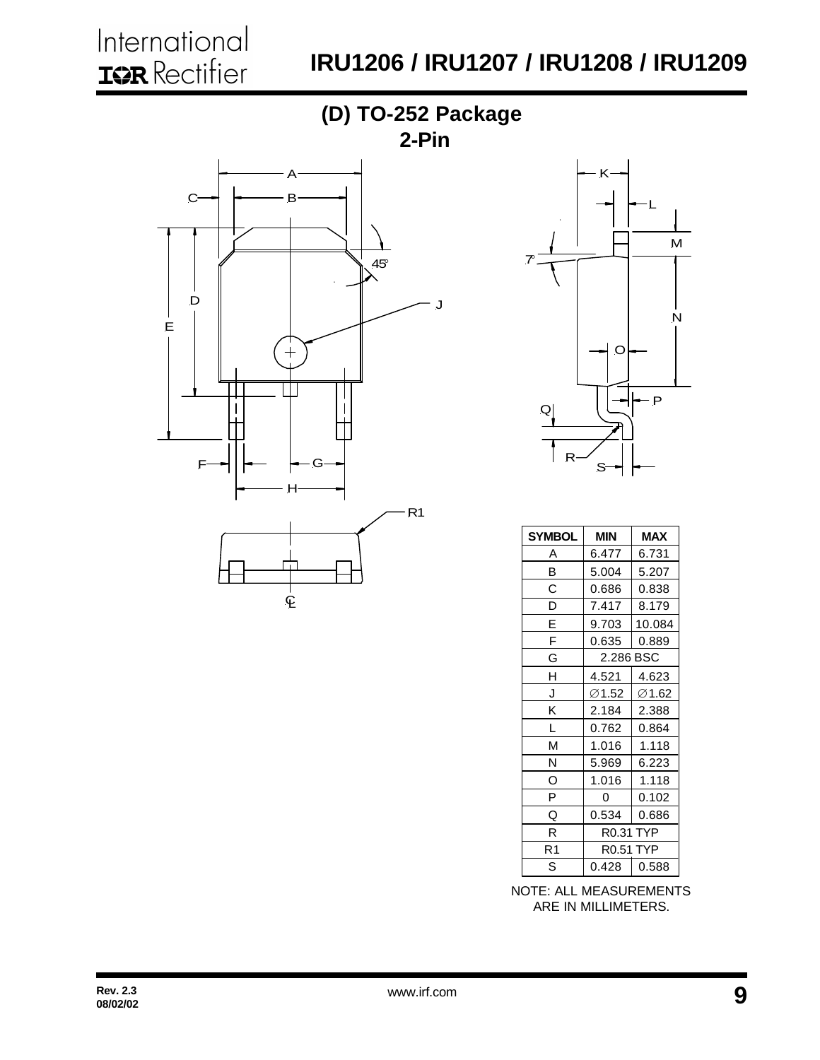# (D) TO-252 Package
## 2-Pin

| SYMBOL | MIN | MAX |
|---|---|---|
| A | 6.477 | 6.731 |
| B | 5.004 | 5.207 |
| C | 0.686 | 0.838 |
| D | 7.417 | 8.179 |
| E | 9.703 | 10.084 |
| F | 0.635 | 0.889 |
| G | 2.286 BSC | |
| H | 4.521 | 4.623 |
| J | ∅1.52 | ∅1.62 |
| K | 2.184 | 2.388 |
| L | 0.762 | 0.864 |
| M | 1.016 | 1.118 |
| N | 5.969 | 6.223 |
| O | 1.016 | 1.118 |
| P | 0 | 0.102 |
| Q | 0.534 | 0.686 |
| R | R0.31 TYP | |
| R1 | R0.51 TYP | |
| S | 0.428 | 0.588 |

NOTE: ALL MEASUREMENTS ARE IN MILLIMETERS.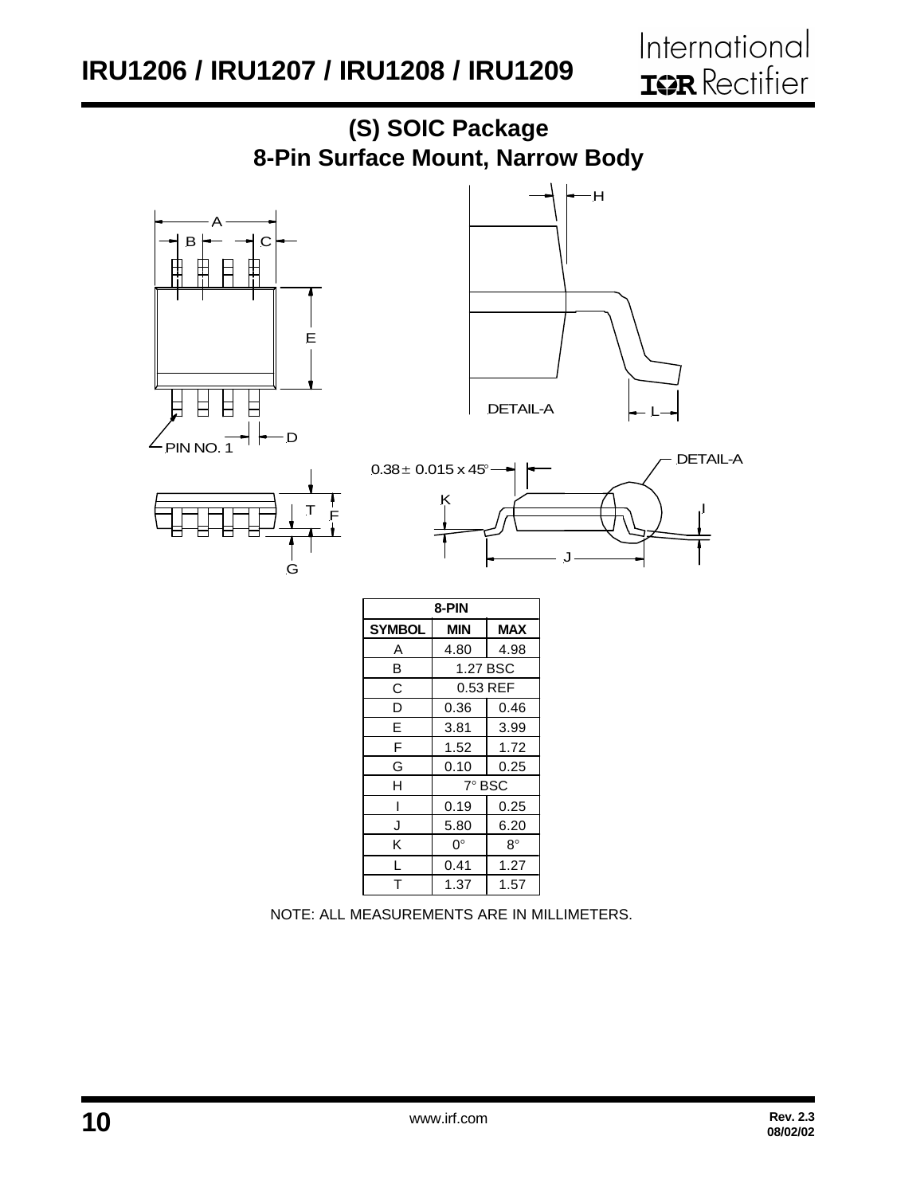## (S) SOIC Package
## 8-Pin Surface Mount, Narrow Body

| 8-PIN | | |
|---|---|---|
| **SYMBOL** | **MIN** | **MAX** |
| A | 4.80 | 4.98 |
| B | 1.27 BSC | |
| C | 0.53 REF | |
| D | 0.36 | 0.46 |
| E | 3.81 | 3.99 |
| F | 1.52 | 1.72 |
| G | 0.10 | 0.25 |
| H | 7° BSC | |
| I | 0.19 | 0.25 |
| J | 5.80 | 6.20 |
| K | 0° | 8° |
| L | 0.41 | 1.27 |
| T | 1.37 | 1.57 |

NOTE: ALL MEASUREMENTS ARE IN MILLIMETERS.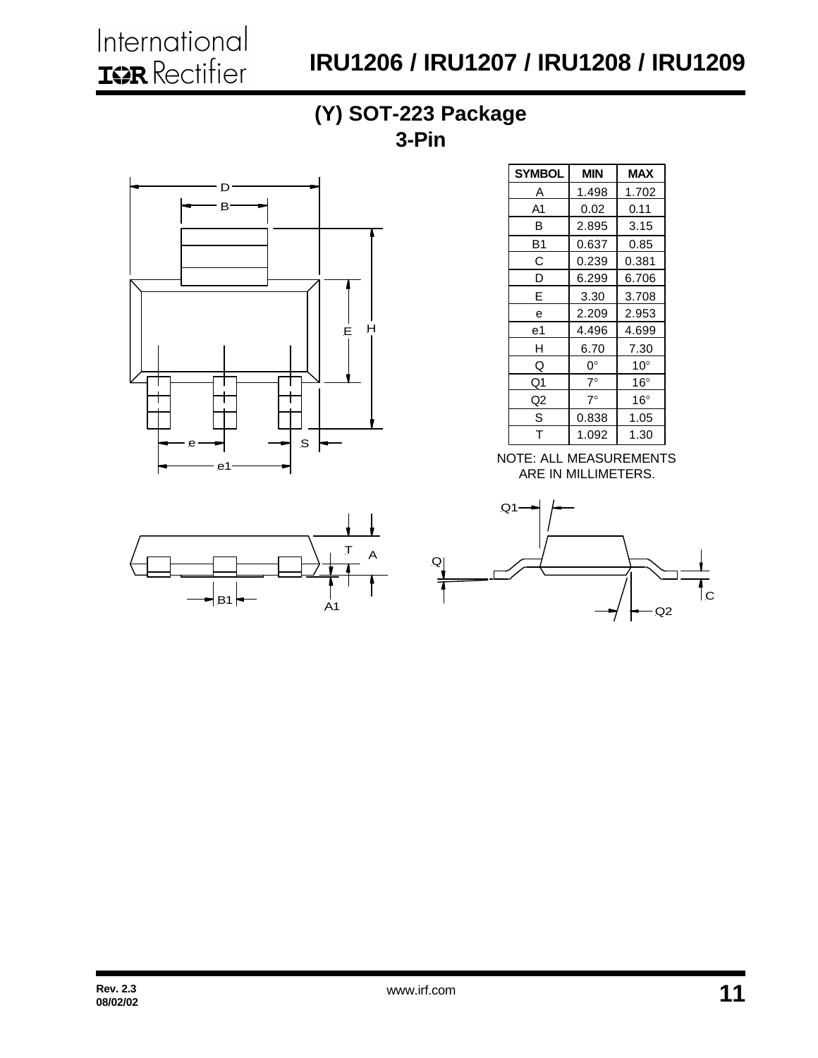## (Y) SOT-223 Package
## 3-Pin

| SYMBOL | MIN | MAX |
|---|---|---|
| A | 1.498 | 1.702 |
| A1 | 0.02 | 0.11 |
| B | 2.895 | 3.15 |
| B1 | 0.637 | 0.85 |
| C | 0.239 | 0.381 |
| D | 6.299 | 6.706 |
| E | 3.30 | 3.708 |
| e | 2.209 | 2.953 |
| e1 | 4.496 | 4.699 |
| H | 6.70 | 7.30 |
| Q | 0° | 10° |
| Q1 | 7° | 16° |
| Q2 | 7° | 16° |
| S | 0.838 | 1.05 |
| T | 1.092 | 1.30 |

NOTE: ALL MEASUREMENTS ARE IN MILLIMETERS.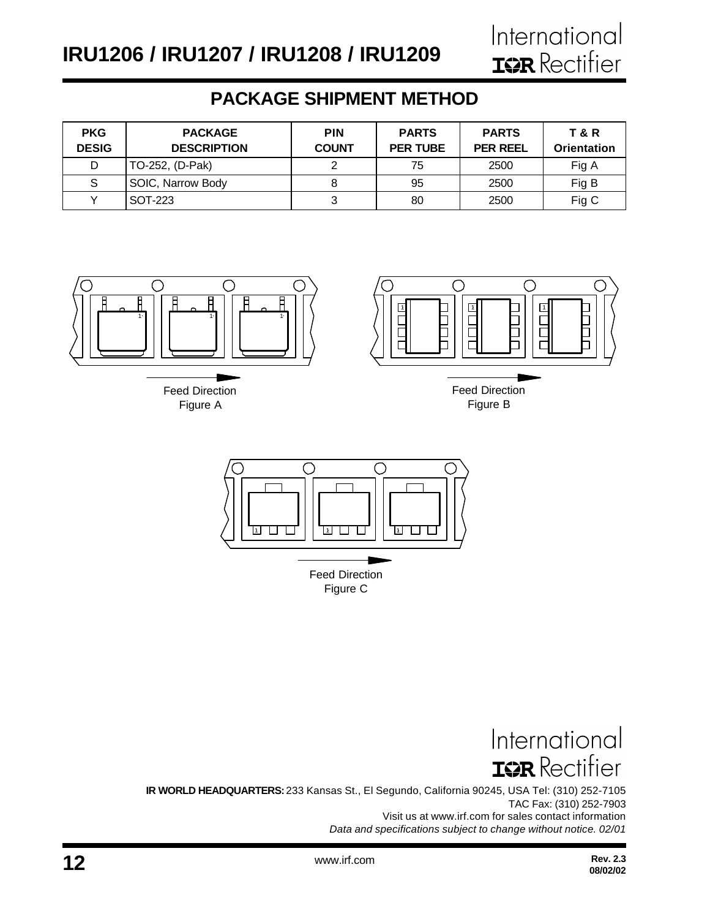## PACKAGE SHIPMENT METHOD

| PKG DESIG | PACKAGE DESCRIPTION | PIN COUNT | PARTS PER TUBE | PARTS PER REEL | T & R Orientation |
|---|---|---|---|---|---|
| D | TO-252, (D-Pak) | 2 | 75 | 2500 | Fig A |
| S | SOIC, Narrow Body | 8 | 95 | 2500 | Fig B |
| Y | SOT-223 | 3 | 80 | 2500 | Fig C |

Feed Direction
Figure A

Feed Direction
Figure B

Feed Direction
Figure C

International IOR Rectifier

**IR WORLD HEADQUARTERS:** 233 Kansas St., El Segundo, California 90245, USA Tel: (310) 252-7105
TAC Fax: (310) 252-7903
Visit us at www.irf.com for sales contact information
*Data and specifications subject to change without notice. 02/01*

**Rev. 2.3**
**08/02/02**